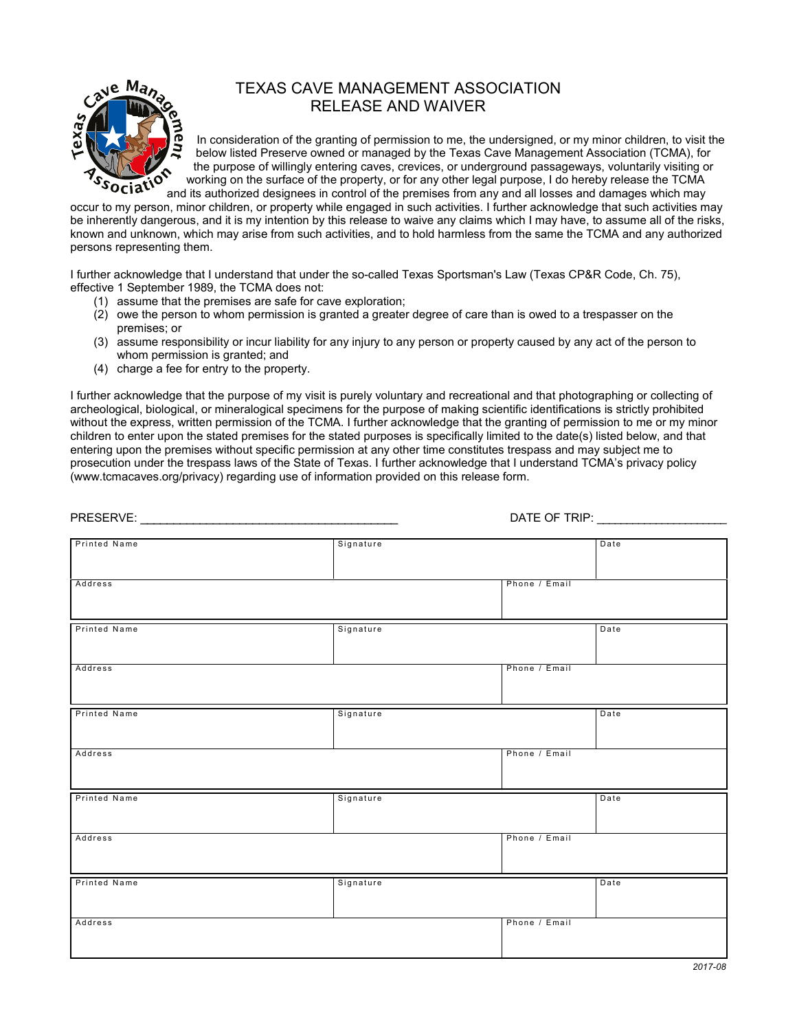# TEXAS CAVE MANAGEMENT ASSOCIATION
## RELEASE AND WAIVER

In consideration of the granting of permission to me, the undersigned, or my minor children, to visit the below listed Preserve owned or managed by the Texas Cave Management Association (TCMA), for the purpose of willingly entering caves, crevices, or underground passageways, voluntarily visiting or working on the surface of the property, or for any other legal purpose, I do hereby release the TCMA and its authorized designees in control of the premises from any and all losses and damages which may occur to my person, minor children, or property while engaged in such activities. I further acknowledge that such activities may be inherently dangerous, and it is my intention by this release to waive any claims which I may have, to assume all of the risks, known and unknown, which may arise from such activities, and to hold harmless from the same the TCMA and any authorized persons representing them.

I further acknowledge that I understand that under the so-called Texas Sportsman's Law (Texas CP&R Code, Ch. 75), effective 1 September 1989, the TCMA does not:

(1) assume that the premises are safe for cave exploration;
(2) owe the person to whom permission is granted a greater degree of care than is owed to a trespasser on the premises; or
(3) assume responsibility or incur liability for any injury to any person or property caused by any act of the person to whom permission is granted; and
(4) charge a fee for entry to the property.

I further acknowledge that the purpose of my visit is purely voluntary and recreational and that photographing or collecting of archeological, biological, or mineralogical specimens for the purpose of making scientific identifications is strictly prohibited without the express, written permission of the TCMA. I further acknowledge that the granting of permission to me or my minor children to enter upon the stated premises for the stated purposes is specifically limited to the date(s) listed below, and that entering upon the premises without specific permission at any other time constitutes trespass and may subject me to prosecution under the trespass laws of the State of Texas. I further acknowledge that I understand TCMA's privacy policy (www.tcmacaves.org/privacy) regarding use of information provided on this release form.

PRESERVE: ______________________________________ DATE OF TRIP: ___________________

| Printed Name | Signature | Date |
|---|---|---|
| Address | Phone / Email | |
| Printed Name | Signature | Date |
| Address | Phone / Email | |
| Printed Name | Signature | Date |
| Address | Phone / Email | |
| Printed Name | Signature | Date |
| Address | Phone / Email | |
| Printed Name | Signature | Date |
| Address | Phone / Email | |

2017-08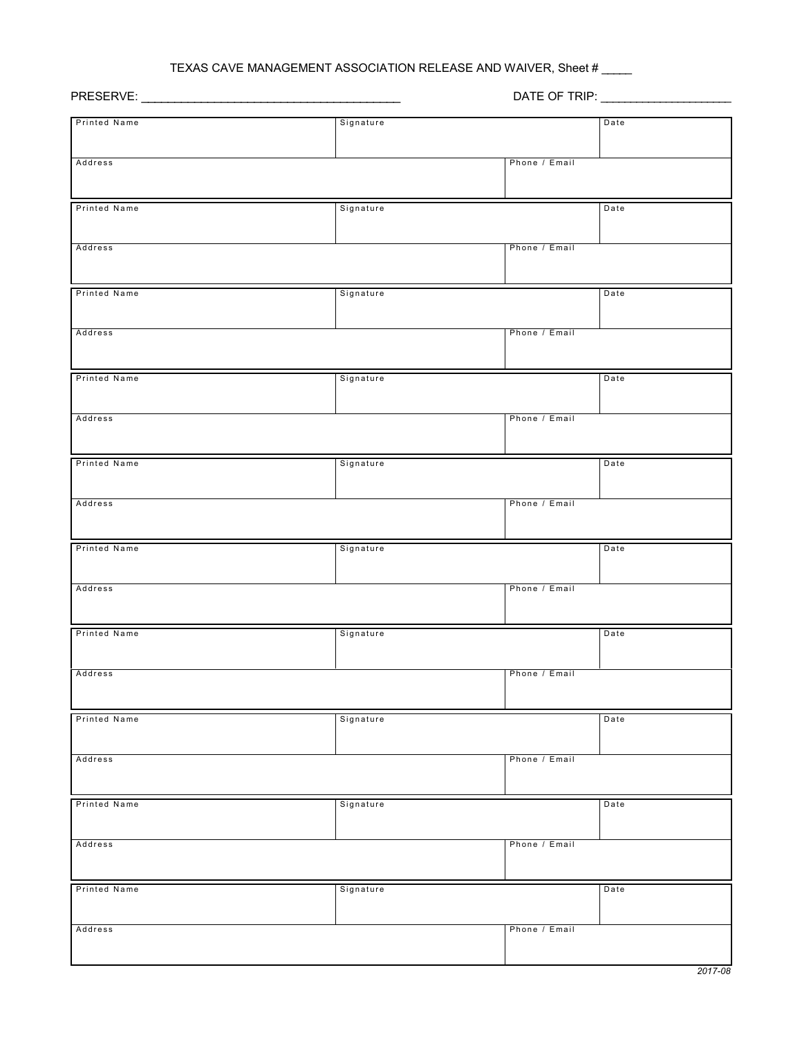TEXAS CAVE MANAGEMENT ASSOCIATION RELEASE AND WAIVER, Sheet # ____

PRESERVE: ______________________________________ DATE OF TRIP: ___________________

| Printed Name | Signature | Date |
|---|---|---|
| Address | Phone / Email | |

| Printed Name | Signature | Date |
|---|---|---|
| Address | Phone / Email | |

| Printed Name | Signature | Date |
|---|---|---|
| Address | Phone / Email | |

| Printed Name | Signature | Date |
|---|---|---|
| Address | Phone / Email | |

| Printed Name | Signature | Date |
|---|---|---|
| Address | Phone / Email | |

| Printed Name | Signature | Date |
|---|---|---|
| Address | Phone / Email | |

| Printed Name | Signature | Date |
|---|---|---|
| Address | Phone / Email | |

| Printed Name | Signature | Date |
|---|---|---|
| Address | Phone / Email | |

| Printed Name | Signature | Date |
|---|---|---|
| Address | Phone / Email | |

| Printed Name | Signature | Date |
|---|---|---|
| Address | Phone / Email | |

*2017-08*